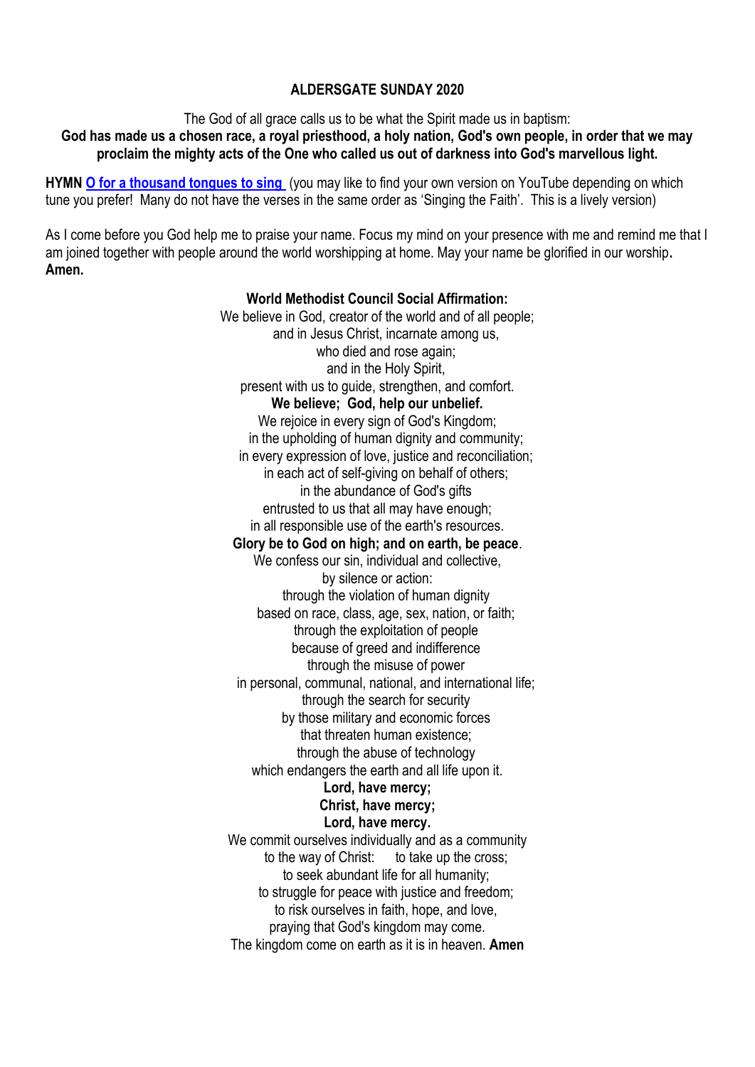## ALDERSGATE SUNDAY 2020

The God of all grace calls us to be what the Spirit made us in baptism:
**God has made us a chosen race, a royal priesthood, a holy nation, God's own people, in order that we may proclaim the mighty acts of the One who called us out of darkness into God's marvellous light.**

**HYMN O for a thousand tongues to sing** (you may like to find your own version on YouTube depending on which tune you prefer! Many do not have the verses in the same order as 'Singing the Faith'. This is a lively version)

As I come before you God help me to praise your name. Focus my mind on your presence with me and remind me that I am joined together with people around the world worshipping at home. May your name be glorified in our worship. **Amen.**

**World Methodist Council Social Affirmation:**

We believe in God, creator of the world and of all people;
and in Jesus Christ, incarnate among us,
who died and rose again;
and in the Holy Spirit,
present with us to guide, strengthen, and comfort.
**We believe; God, help our unbelief.**
We rejoice in every sign of God's Kingdom;
in the upholding of human dignity and community;
in every expression of love, justice and reconciliation;
in each act of self-giving on behalf of others;
in the abundance of God's gifts
entrusted to us that all may have enough;
in all responsible use of the earth's resources.
**Glory be to God on high; and on earth, be peace**.
We confess our sin, individual and collective,
by silence or action:
through the violation of human dignity
based on race, class, age, sex, nation, or faith;
through the exploitation of people
because of greed and indifference
through the misuse of power
in personal, communal, national, and international life;
through the search for security
by those military and economic forces
that threaten human existence;
through the abuse of technology
which endangers the earth and all life upon it.
**Lord, have mercy;**
**Christ, have mercy;**
**Lord, have mercy.**
We commit ourselves individually and as a community
to the way of Christ: to take up the cross;
to seek abundant life for all humanity;
to struggle for peace with justice and freedom;
to risk ourselves in faith, hope, and love,
praying that God's kingdom may come.
The kingdom come on earth as it is in heaven. **Amen**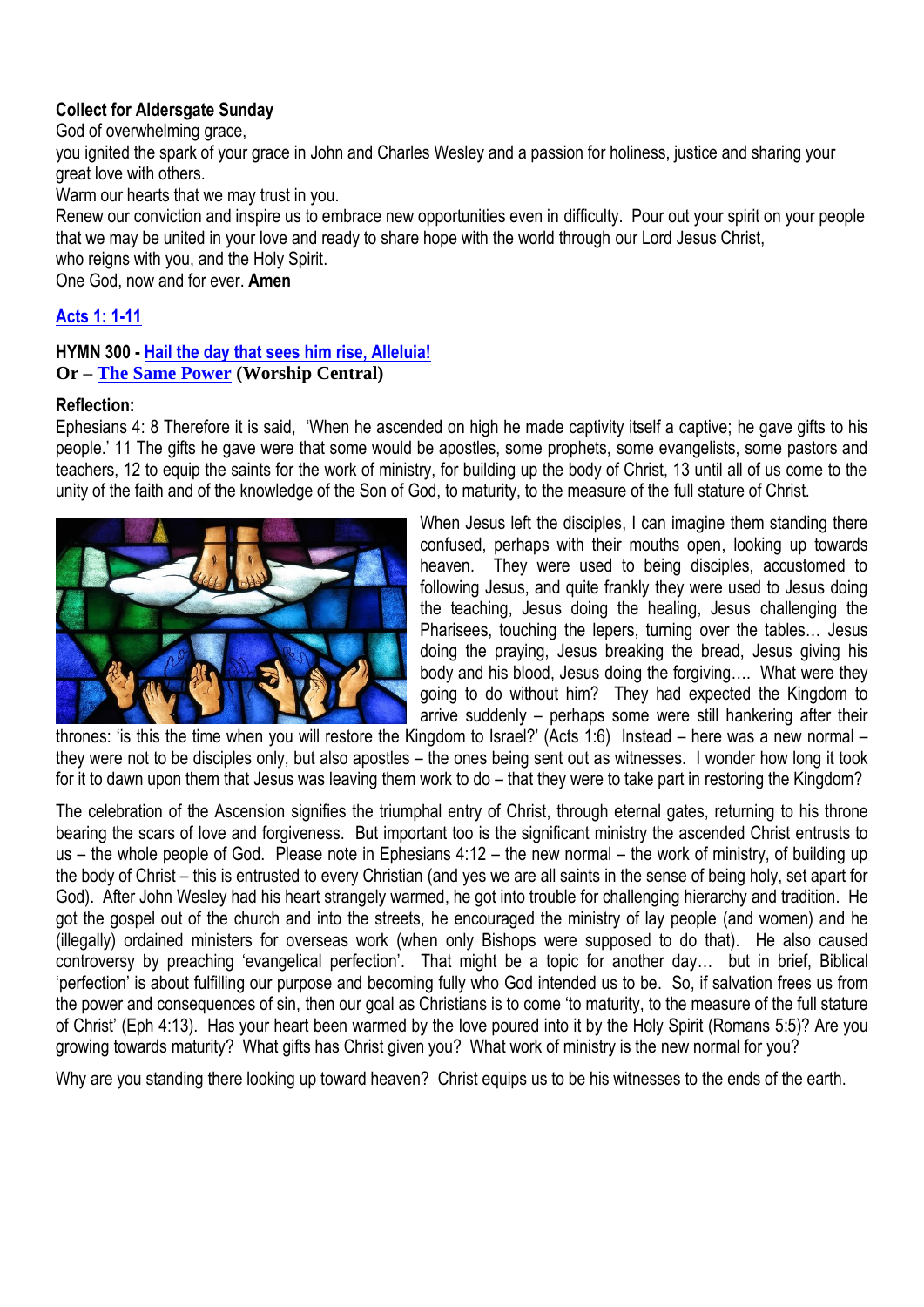**Collect for Aldersgate Sunday**

God of overwhelming grace,
you ignited the spark of your grace in John and Charles Wesley and a passion for holiness, justice and sharing your great love with others.
Warm our hearts that we may trust in you.
Renew our conviction and inspire us to embrace new opportunities even in difficulty. Pour out your spirit on your people that we may be united in your love and ready to share hope with the world through our Lord Jesus Christ,
who reigns with you, and the Holy Spirit.
One God, now and for ever. **Amen**

**Acts 1: 1-11**

**HYMN 300 - Hail the day that sees him rise, Alleluia!**
**Or – The Same Power (Worship Central)**

**Reflection:**

Ephesians 4: 8 Therefore it is said, 'When he ascended on high he made captivity itself a captive; he gave gifts to his people.' 11 The gifts he gave were that some would be apostles, some prophets, some evangelists, some pastors and teachers, 12 to equip the saints for the work of ministry, for building up the body of Christ, 13 until all of us come to the unity of the faith and of the knowledge of the Son of God, to maturity, to the measure of the full stature of Christ.

When Jesus left the disciples, I can imagine them standing there confused, perhaps with their mouths open, looking up towards heaven. They were used to being disciples, accustomed to following Jesus, and quite frankly they were used to Jesus doing the teaching, Jesus doing the healing, Jesus challenging the Pharisees, touching the lepers, turning over the tables… Jesus doing the praying, Jesus breaking the bread, Jesus giving his body and his blood, Jesus doing the forgiving…. What were they going to do without him? They had expected the Kingdom to arrive suddenly – perhaps some were still hankering after their thrones: 'is this the time when you will restore the Kingdom to Israel?' (Acts 1:6) Instead – here was a new normal – they were not to be disciples only, but also apostles – the ones being sent out as witnesses. I wonder how long it took for it to dawn upon them that Jesus was leaving them work to do – that they were to take part in restoring the Kingdom?

The celebration of the Ascension signifies the triumphal entry of Christ, through eternal gates, returning to his throne bearing the scars of love and forgiveness. But important too is the significant ministry the ascended Christ entrusts to us – the whole people of God. Please note in Ephesians 4:12 – the new normal – the work of ministry, of building up the body of Christ – this is entrusted to every Christian (and yes we are all saints in the sense of being holy, set apart for God). After John Wesley had his heart strangely warmed, he got into trouble for challenging hierarchy and tradition. He got the gospel out of the church and into the streets, he encouraged the ministry of lay people (and women) and he (illegally) ordained ministers for overseas work (when only Bishops were supposed to do that). He also caused controversy by preaching 'evangelical perfection'. That might be a topic for another day… but in brief, Biblical 'perfection' is about fulfilling our purpose and becoming fully who God intended us to be. So, if salvation frees us from the power and consequences of sin, then our goal as Christians is to come 'to maturity, to the measure of the full stature of Christ' (Eph 4:13). Has your heart been warmed by the love poured into it by the Holy Spirit (Romans 5:5)? Are you growing towards maturity? What gifts has Christ given you? What work of ministry is the new normal for you?

Why are you standing there looking up toward heaven? Christ equips us to be his witnesses to the ends of the earth.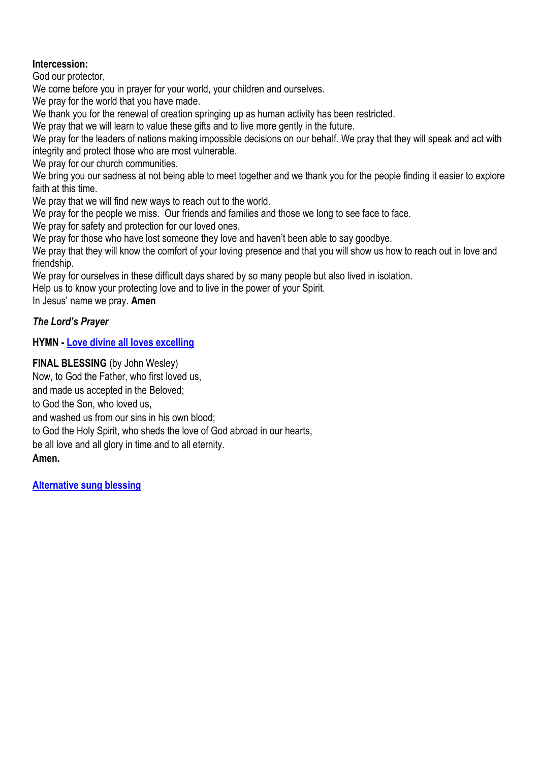**Intercession:**
God our protector,
We come before you in prayer for your world, your children and ourselves.
We pray for the world that you have made.
We thank you for the renewal of creation springing up as human activity has been restricted.
We pray that we will learn to value these gifts and to live more gently in the future.
We pray for the leaders of nations making impossible decisions on our behalf. We pray that they will speak and act with integrity and protect those who are most vulnerable.
We pray for our church communities.
We bring you our sadness at not being able to meet together and we thank you for the people finding it easier to explore faith at this time.
We pray that we will find new ways to reach out to the world.
We pray for the people we miss. Our friends and families and those we long to see face to face.
We pray for safety and protection for our loved ones.
We pray for those who have lost someone they love and haven't been able to say goodbye.
We pray that they will know the comfort of your loving presence and that you will show us how to reach out in love and friendship.
We pray for ourselves in these difficult days shared by so many people but also lived in isolation.
Help us to know your protecting love and to live in the power of your Spirit.
In Jesus' name we pray. **Amen**

***The Lord's Prayer***

**HYMN - Love divine all loves excelling**

**FINAL BLESSING** (by John Wesley)
Now, to God the Father, who first loved us,
and made us accepted in the Beloved;
to God the Son, who loved us,
and washed us from our sins in his own blood;
to God the Holy Spirit, who sheds the love of God abroad in our hearts,
be all love and all glory in time and to all eternity.
**Amen.**

**Alternative sung blessing**